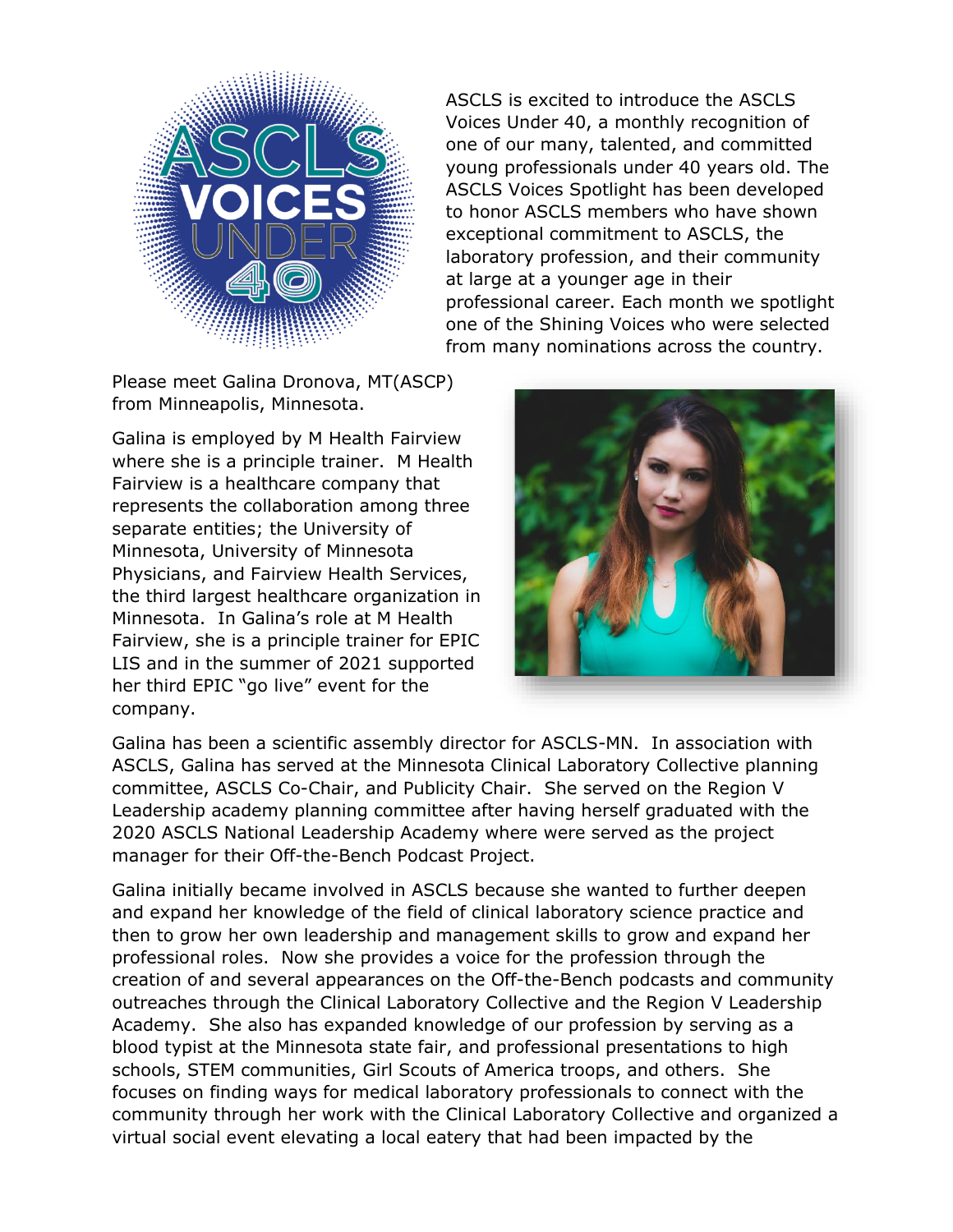ASCLS is excited to introduce the ASCLS Voices Under 40, a monthly recognition of one of our many, talented, and committed young professionals under 40 years old. The ASCLS Voices Spotlight has been developed to honor ASCLS members who have shown exceptional commitment to ASCLS, the laboratory profession, and their community at large at a younger age in their professional career. Each month we spotlight one of the Shining Voices who were selected from many nominations across the country.

Please meet Galina Dronova, MT(ASCP) from Minneapolis, Minnesota.

Galina is employed by M Health Fairview where she is a principle trainer. M Health Fairview is a healthcare company that represents the collaboration among three separate entities; the University of Minnesota, University of Minnesota Physicians, and Fairview Health Services, the third largest healthcare organization in Minnesota. In Galina's role at M Health Fairview, she is a principle trainer for EPIC LIS and in the summer of 2021 supported her third EPIC "go live" event for the company.

Galina has been a scientific assembly director for ASCLS-MN. In association with ASCLS, Galina has served at the Minnesota Clinical Laboratory Collective planning committee, ASCLS Co-Chair, and Publicity Chair. She served on the Region V Leadership academy planning committee after having herself graduated with the 2020 ASCLS National Leadership Academy where were served as the project manager for their Off-the-Bench Podcast Project.

Galina initially became involved in ASCLS because she wanted to further deepen and expand her knowledge of the field of clinical laboratory science practice and then to grow her own leadership and management skills to grow and expand her professional roles. Now she provides a voice for the profession through the creation of and several appearances on the Off-the-Bench podcasts and community outreaches through the Clinical Laboratory Collective and the Region V Leadership Academy. She also has expanded knowledge of our profession by serving as a blood typist at the Minnesota state fair, and professional presentations to high schools, STEM communities, Girl Scouts of America troops, and others. She focuses on finding ways for medical laboratory professionals to connect with the community through her work with the Clinical Laboratory Collective and organized a virtual social event elevating a local eatery that had been impacted by the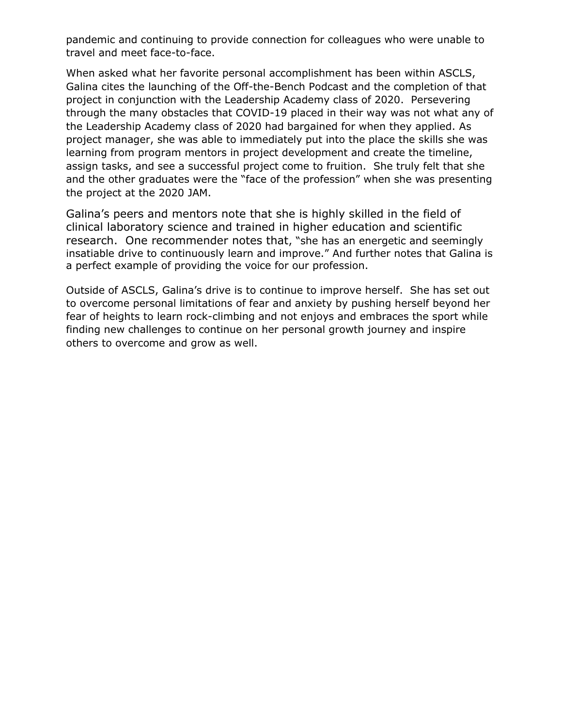pandemic and continuing to provide connection for colleagues who were unable to travel and meet face-to-face.

When asked what her favorite personal accomplishment has been within ASCLS, Galina cites the launching of the Off-the-Bench Podcast and the completion of that project in conjunction with the Leadership Academy class of 2020. Persevering through the many obstacles that COVID-19 placed in their way was not what any of the Leadership Academy class of 2020 had bargained for when they applied. As project manager, she was able to immediately put into the place the skills she was learning from program mentors in project development and create the timeline, assign tasks, and see a successful project come to fruition. She truly felt that she and the other graduates were the "face of the profession" when she was presenting the project at the 2020 JAM.

Galina's peers and mentors note that she is highly skilled in the field of clinical laboratory science and trained in higher education and scientific research. One recommender notes that, "she has an energetic and seemingly insatiable drive to continuously learn and improve." And further notes that Galina is a perfect example of providing the voice for our profession.

Outside of ASCLS, Galina's drive is to continue to improve herself. She has set out to overcome personal limitations of fear and anxiety by pushing herself beyond her fear of heights to learn rock-climbing and not enjoys and embraces the sport while finding new challenges to continue on her personal growth journey and inspire others to overcome and grow as well.